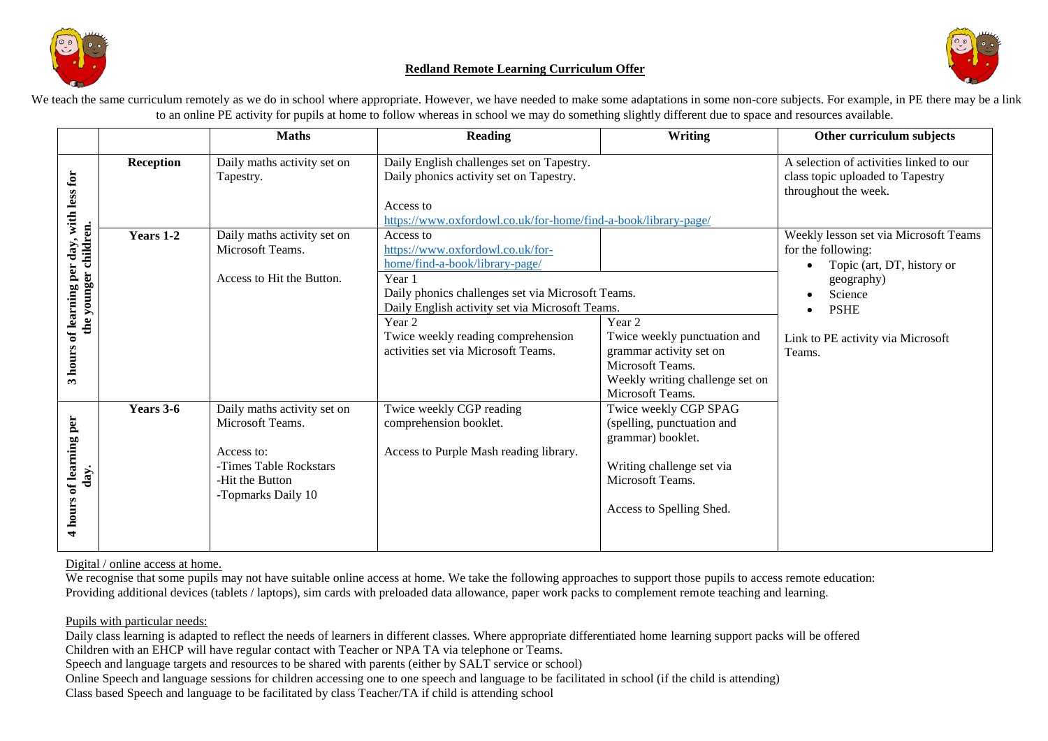# Redland Remote Learning Curriculum Offer

We teach the same curriculum remotely as we do in school where appropriate. However, we have needed to make some adaptations in some non-core subjects. For example, in PE there may be a link to an online PE activity for pupils at home to follow whereas in school we may do something slightly different due to space and resources available.

| | | Maths | Reading | Writing | Other curriculum subjects |
|---|---|---|---|---|---|
| 3 hours of learning per day, with less for the younger children. | Reception | Daily maths activity set on Tapestry. | Daily English challenges set on Tapestry.<br>Daily phonics activity set on Tapestry.<br><br>Access to<br>https://www.oxfordowl.co.uk/for-home/find-a-book/library-page/ | | A selection of activities linked to our class topic uploaded to Tapestry throughout the week. |
| | Years 1-2 | Daily maths activity set on Microsoft Teams.<br><br>Access to Hit the Button. | Access to<br>https://www.oxfordowl.co.uk/for-home/find-a-book/library-page/<br><br>Year 1<br>Daily phonics challenges set via Microsoft Teams.<br>Daily English activity set via Microsoft Teams.<br><br>Year 2<br>Twice weekly reading comprehension activities set via Microsoft Teams. | Year 2<br>Twice weekly punctuation and grammar activity set on Microsoft Teams.<br>Weekly writing challenge set on Microsoft Teams. | Weekly lesson set via Microsoft Teams for the following:<br>• Topic (art, DT, history or geography)<br>• Science<br>• PSHE<br><br>Link to PE activity via Microsoft Teams. |
| 4 hours of learning per day. | Years 3-6 | Daily maths activity set on Microsoft Teams.<br><br>Access to:<br>-Times Table Rockstars<br>-Hit the Button<br>-Topmarks Daily 10 | Twice weekly CGP reading comprehension booklet.<br><br>Access to Purple Mash reading library. | Twice weekly CGP SPAG (spelling, punctuation and grammar) booklet.<br><br>Writing challenge set via Microsoft Teams.<br><br>Access to Spelling Shed. | |

Digital / online access at home.

We recognise that some pupils may not have suitable online access at home. We take the following approaches to support those pupils to access remote education: Providing additional devices (tablets / laptops), sim cards with preloaded data allowance, paper work packs to complement remote teaching and learning.

Pupils with particular needs:

Daily class learning is adapted to reflect the needs of learners in different classes. Where appropriate differentiated home learning support packs will be offered
Children with an EHCP will have regular contact with Teacher or NPA TA via telephone or Teams.
Speech and language targets and resources to be shared with parents (either by SALT service or school)
Online Speech and language sessions for children accessing one to one speech and language to be facilitated in school (if the child is attending)
Class based Speech and language to be facilitated by class Teacher/TA if child is attending school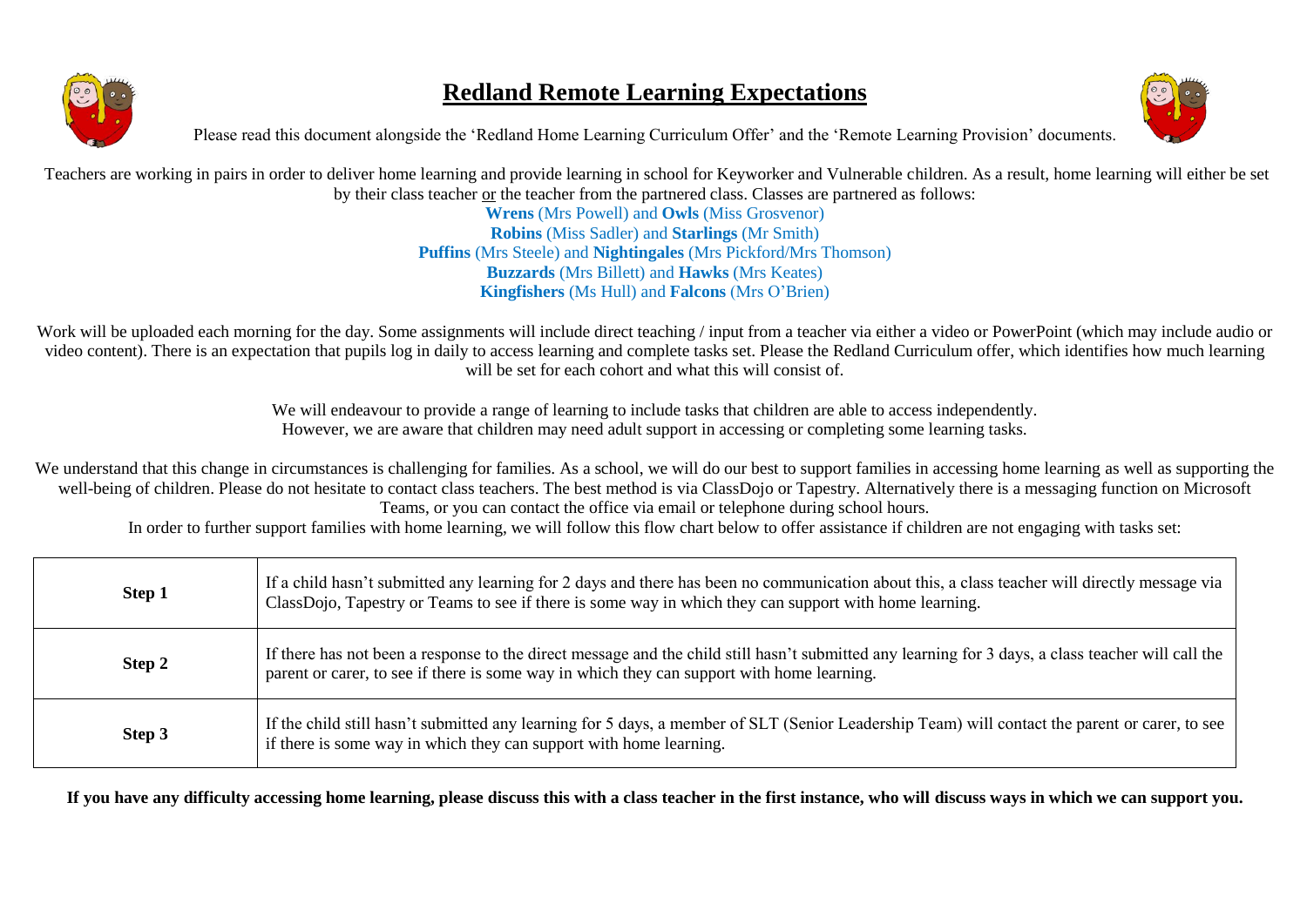# Redland Remote Learning Expectations

Please read this document alongside the 'Redland Home Learning Curriculum Offer' and the 'Remote Learning Provision' documents.

Teachers are working in pairs in order to deliver home learning and provide learning in school for Keyworker and Vulnerable children. As a result, home learning will either be set by their class teacher or the teacher from the partnered class. Classes are partnered as follows:

**Wrens** (Mrs Powell) and **Owls** (Miss Grosvenor)
**Robins** (Miss Sadler) and **Starlings** (Mr Smith)
**Puffins** (Mrs Steele) and **Nightingales** (Mrs Pickford/Mrs Thomson)
**Buzzards** (Mrs Billett) and **Hawks** (Mrs Keates)
**Kingfishers** (Ms Hull) and **Falcons** (Mrs O'Brien)

Work will be uploaded each morning for the day. Some assignments will include direct teaching / input from a teacher via either a video or PowerPoint (which may include audio or video content). There is an expectation that pupils log in daily to access learning and complete tasks set. Please the Redland Curriculum offer, which identifies how much learning will be set for each cohort and what this will consist of.

We will endeavour to provide a range of learning to include tasks that children are able to access independently. However, we are aware that children may need adult support in accessing or completing some learning tasks.

We understand that this change in circumstances is challenging for families. As a school, we will do our best to support families in accessing home learning as well as supporting the well-being of children. Please do not hesitate to contact class teachers. The best method is via ClassDojo or Tapestry. Alternatively there is a messaging function on Microsoft Teams, or you can contact the office via email or telephone during school hours.

In order to further support families with home learning, we will follow this flow chart below to offer assistance if children are not engaging with tasks set:

| | |
|---|---|
| **Step 1** | If a child hasn't submitted any learning for 2 days and there has been no communication about this, a class teacher will directly message via ClassDojo, Tapestry or Teams to see if there is some way in which they can support with home learning. |
| **Step 2** | If there has not been a response to the direct message and the child still hasn't submitted any learning for 3 days, a class teacher will call the parent or carer, to see if there is some way in which they can support with home learning. |
| **Step 3** | If the child still hasn't submitted any learning for 5 days, a member of SLT (Senior Leadership Team) will contact the parent or carer, to see if there is some way in which they can support with home learning. |

**If you have any difficulty accessing home learning, please discuss this with a class teacher in the first instance, who will discuss ways in which we can support you.**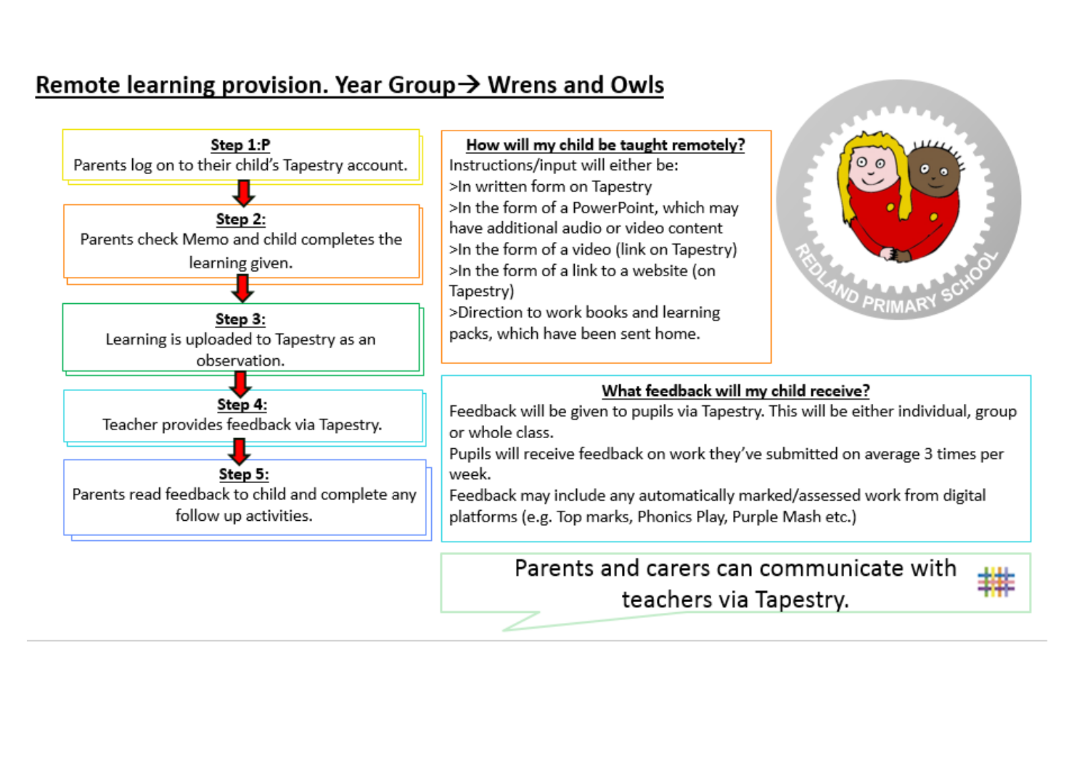# Remote learning provision. Year Group→ Wrens and Owls

**Step 1:P**
Parents log on to their child's Tapestry account.

↓

**Step 2:**
Parents check Memo and child completes the learning given.

↓

**Step 3:**
Learning is uploaded to Tapestry as an observation.

↓

**Step 4:**
Teacher provides feedback via Tapestry.

↓

**Step 5:**
Parents read feedback to child and complete any follow up activities.

**How will my child be taught remotely?**

Instructions/input will either be:

>In written form on Tapestry

>In the form of a PowerPoint, which may have additional audio or video content

>In the form of a video (link on Tapestry)

>In the form of a link to a website (on Tapestry)

>Direction to work books and learning packs, which have been sent home.

REDLAND PRIMARY SCHOOL

**What feedback will my child receive?**

Feedback will be given to pupils via Tapestry. This will be either individual, group or whole class.

Pupils will receive feedback on work they've submitted on average 3 times per week.

Feedback may include any automatically marked/assessed work from digital platforms (e.g. Top marks, Phonics Play, Purple Mash etc.)

Parents and carers can communicate with teachers via Tapestry.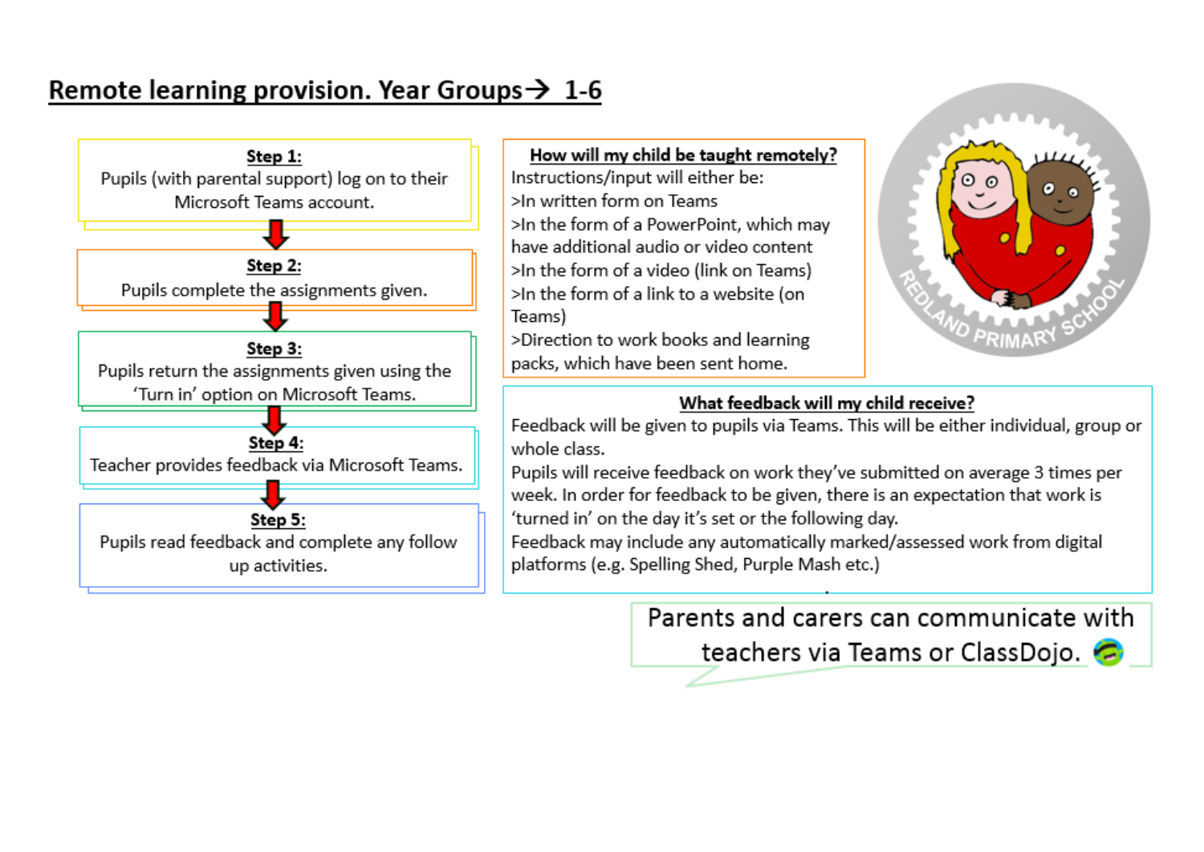# Remote learning provision. Year Groups→ 1-6

**Step 1:**
Pupils (with parental support) log on to their Microsoft Teams account.

**Step 2:**
Pupils complete the assignments given.

**Step 3:**
Pupils return the assignments given using the 'Turn in' option on Microsoft Teams.

**Step 4:**
Teacher provides feedback via Microsoft Teams.

**Step 5:**
Pupils read feedback and complete any follow up activities.

**How will my child be taught remotely?**

Instructions/input will either be:
>In written form on Teams
>In the form of a PowerPoint, which may have additional audio or video content
>In the form of a video (link on Teams)
>In the form of a link to a website (on Teams)
>Direction to work books and learning packs, which have been sent home.

**What feedback will my child receive?**

Feedback will be given to pupils via Teams. This will be either individual, group or whole class.
Pupils will receive feedback on work they've submitted on average 3 times per week. In order for feedback to be given, there is an expectation that work is 'turned in' on the day it's set or the following day.
Feedback may include any automatically marked/assessed work from digital platforms (e.g. Spelling Shed, Purple Mash etc.)

Parents and carers can communicate with teachers via Teams or ClassDojo.